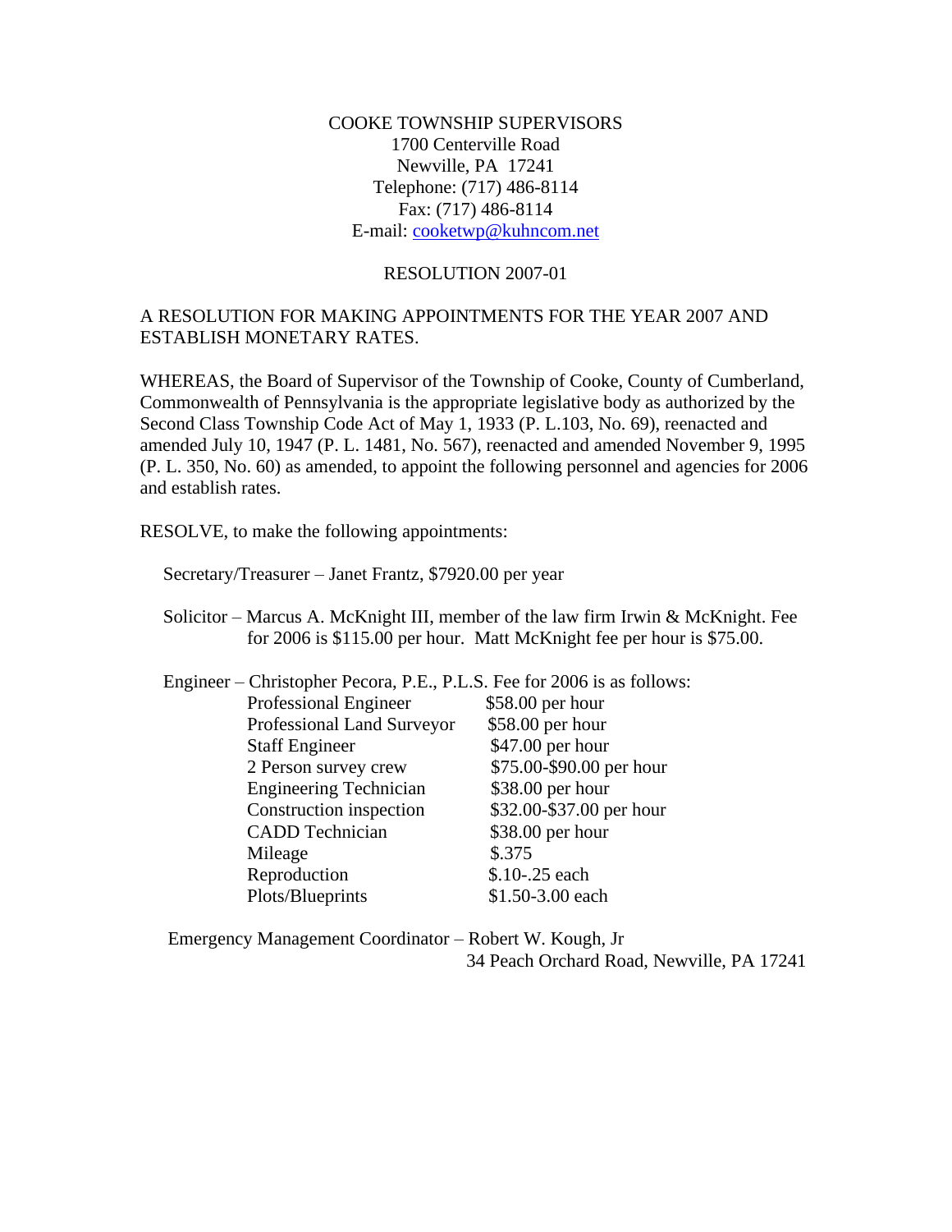COOKE TOWNSHIP SUPERVISORS
1700 Centerville Road
Newville, PA 17241
Telephone: (717) 486-8114
Fax: (717) 486-8114
E-mail: cooketwp@kuhncom.net

RESOLUTION 2007-01

A RESOLUTION FOR MAKING APPOINTMENTS FOR THE YEAR 2007 AND ESTABLISH MONETARY RATES.

WHEREAS, the Board of Supervisor of the Township of Cooke, County of Cumberland, Commonwealth of Pennsylvania is the appropriate legislative body as authorized by the Second Class Township Code Act of May 1, 1933 (P. L.103, No. 69), reenacted and amended July 10, 1947 (P. L. 1481, No. 567), reenacted and amended November 9, 1995 (P. L. 350, No. 60) as amended, to appoint the following personnel and agencies for 2006 and establish rates.

RESOLVE, to make the following appointments:

Secretary/Treasurer – Janet Frantz, $7920.00 per year

Solicitor – Marcus A. McKnight III, member of the law firm Irwin & McKnight. Fee for 2006 is $115.00 per hour. Matt McKnight fee per hour is $75.00.

Engineer – Christopher Pecora, P.E., P.L.S. Fee for 2006 is as follows:

| | |
|---|---|
| Professional Engineer | $58.00 per hour |
| Professional Land Surveyor | $58.00 per hour |
| Staff Engineer | $47.00 per hour |
| 2 Person survey crew | $75.00-$90.00 per hour |
| Engineering Technician | $38.00 per hour |
| Construction inspection | $32.00-$37.00 per hour |
| CADD Technician | $38.00 per hour |
| Mileage | $.375 |
| Reproduction | $.10-.25 each |
| Plots/Blueprints | $1.50-3.00 each |

Emergency Management Coordinator – Robert W. Kough, Jr
34 Peach Orchard Road, Newville, PA 17241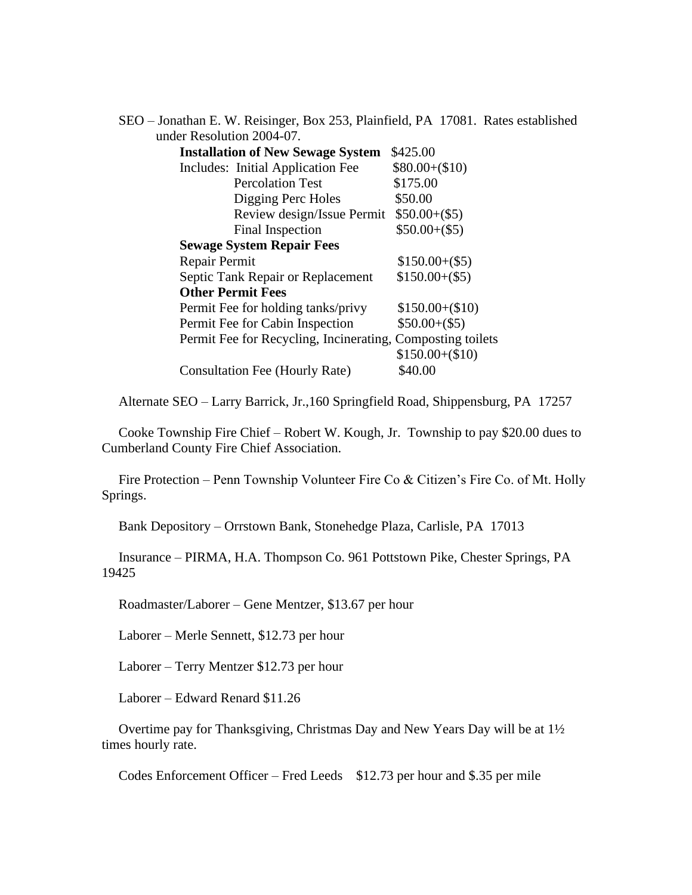SEO – Jonathan E. W. Reisinger, Box 253, Plainfield, PA 17081. Rates established under Resolution 2004-07.

| | |
|---|---|
| **Installation of New Sewage System** | $425.00 |
| Includes: Initial Application Fee | $80.00+($10) |
| Percolation Test | $175.00 |
| Digging Perc Holes | $50.00 |
| Review design/Issue Permit | $50.00+($5) |
| Final Inspection | $50.00+($5) |
| **Sewage System Repair Fees** | |
| Repair Permit | $150.00+($5) |
| Septic Tank Repair or Replacement | $150.00+($5) |
| **Other Permit Fees** | |
| Permit Fee for holding tanks/privy | $150.00+($10) |
| Permit Fee for Cabin Inspection | $50.00+($5) |
| Permit Fee for Recycling, Incinerating, Composting toilets | $150.00+($10) |
| Consultation Fee (Hourly Rate) | $40.00 |

Alternate SEO – Larry Barrick, Jr.,160 Springfield Road, Shippensburg, PA 17257

Cooke Township Fire Chief – Robert W. Kough, Jr. Township to pay $20.00 dues to Cumberland County Fire Chief Association.

Fire Protection – Penn Township Volunteer Fire Co & Citizen's Fire Co. of Mt. Holly Springs.

Bank Depository – Orrstown Bank, Stonehedge Plaza, Carlisle, PA 17013

Insurance – PIRMA, H.A. Thompson Co. 961 Pottstown Pike, Chester Springs, PA 19425

Roadmaster/Laborer – Gene Mentzer, $13.67 per hour

Laborer – Merle Sennett, $12.73 per hour

Laborer – Terry Mentzer $12.73 per hour

Laborer – Edward Renard $11.26

Overtime pay for Thanksgiving, Christmas Day and New Years Day will be at 1½ times hourly rate.

Codes Enforcement Officer – Fred Leeds $12.73 per hour and $.35 per mile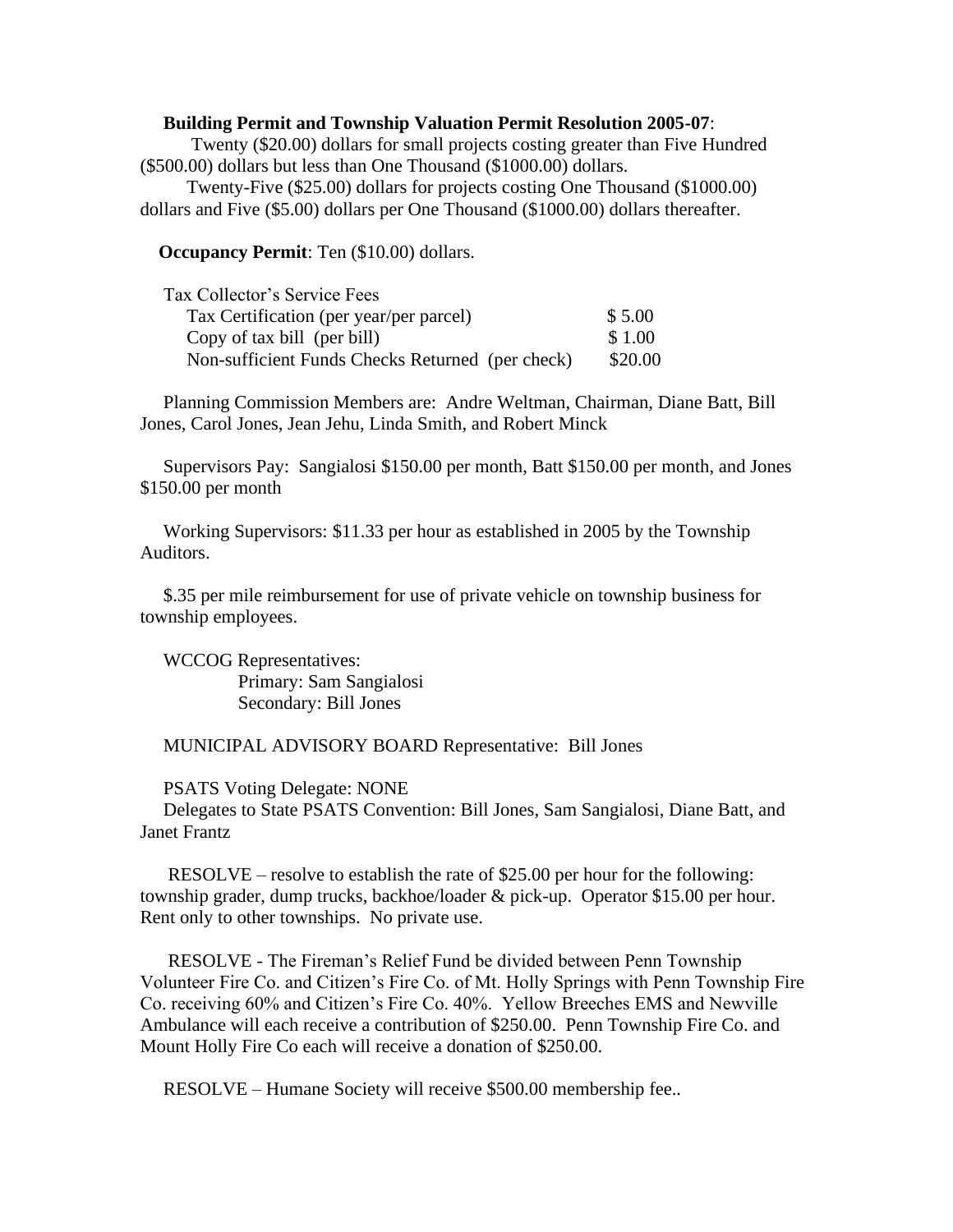**Building Permit and Township Valuation Permit Resolution 2005-07**:

Twenty ($20.00) dollars for small projects costing greater than Five Hundred ($500.00) dollars but less than One Thousand ($1000.00) dollars.

Twenty-Five ($25.00) dollars for projects costing One Thousand ($1000.00) dollars and Five ($5.00) dollars per One Thousand ($1000.00) dollars thereafter.

**Occupancy Permit**: Ten ($10.00) dollars.

| Tax Collector's Service Fees | |
|---|---|
| Tax Certification (per year/per parcel) | $ 5.00 |
| Copy of tax bill (per bill) | $ 1.00 |
| Non-sufficient Funds Checks Returned (per check) | $20.00 |

Planning Commission Members are: Andre Weltman, Chairman, Diane Batt, Bill Jones, Carol Jones, Jean Jehu, Linda Smith, and Robert Minck

Supervisors Pay: Sangialosi $150.00 per month, Batt $150.00 per month, and Jones $150.00 per month

Working Supervisors: $11.33 per hour as established in 2005 by the Township Auditors.

$.35 per mile reimbursement for use of private vehicle on township business for township employees.

WCCOG Representatives:
Primary: Sam Sangialosi
Secondary: Bill Jones

MUNICIPAL ADVISORY BOARD Representative: Bill Jones

PSATS Voting Delegate: NONE
Delegates to State PSATS Convention: Bill Jones, Sam Sangialosi, Diane Batt, and Janet Frantz

RESOLVE – resolve to establish the rate of $25.00 per hour for the following: township grader, dump trucks, backhoe/loader & pick-up. Operator $15.00 per hour. Rent only to other townships. No private use.

RESOLVE - The Fireman's Relief Fund be divided between Penn Township Volunteer Fire Co. and Citizen's Fire Co. of Mt. Holly Springs with Penn Township Fire Co. receiving 60% and Citizen's Fire Co. 40%. Yellow Breeches EMS and Newville Ambulance will each receive a contribution of $250.00. Penn Township Fire Co. and Mount Holly Fire Co each will receive a donation of $250.00.

RESOLVE – Humane Society will receive $500.00 membership fee..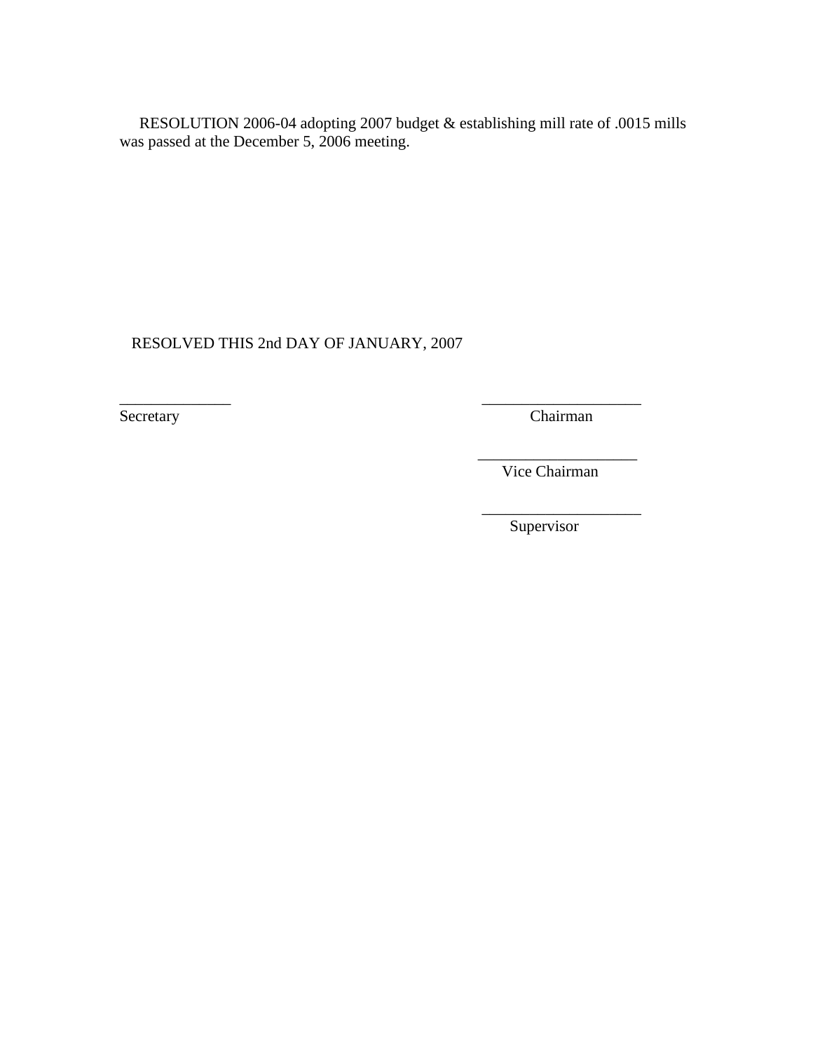RESOLUTION 2006-04 adopting 2007 budget & establishing mill rate of .0015 mills was passed at the December 5, 2006 meeting.

RESOLVED THIS 2nd DAY OF JANUARY, 2007

______________ ____________________
Secretary Chairman

____________________
Vice Chairman

____________________
Supervisor